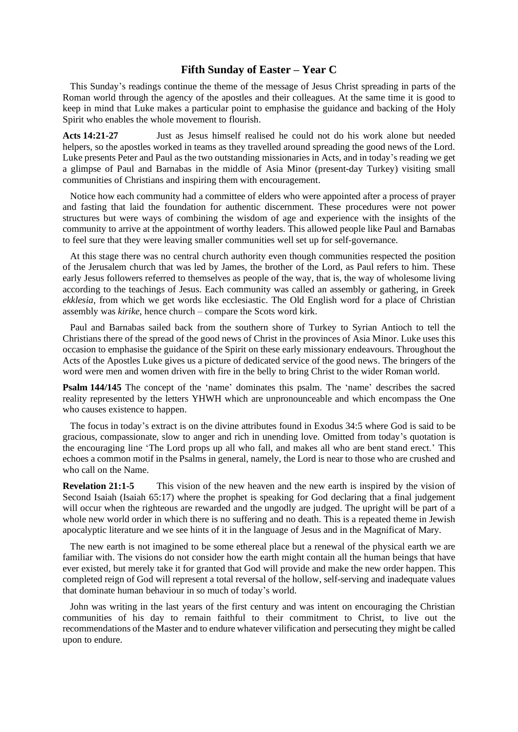# Fifth Sunday of Easter – Year C

This Sunday's readings continue the theme of the message of Jesus Christ spreading in parts of the Roman world through the agency of the apostles and their colleagues. At the same time it is good to keep in mind that Luke makes a particular point to emphasise the guidance and backing of the Holy Spirit who enables the whole movement to flourish.

**Acts 14:21-27** Just as Jesus himself realised he could not do his work alone but needed helpers, so the apostles worked in teams as they travelled around spreading the good news of the Lord. Luke presents Peter and Paul as the two outstanding missionaries in Acts, and in today's reading we get a glimpse of Paul and Barnabas in the middle of Asia Minor (present-day Turkey) visiting small communities of Christians and inspiring them with encouragement.

Notice how each community had a committee of elders who were appointed after a process of prayer and fasting that laid the foundation for authentic discernment. These procedures were not power structures but were ways of combining the wisdom of age and experience with the insights of the community to arrive at the appointment of worthy leaders. This allowed people like Paul and Barnabas to feel sure that they were leaving smaller communities well set up for self-governance.

At this stage there was no central church authority even though communities respected the position of the Jerusalem church that was led by James, the brother of the Lord, as Paul refers to him. These early Jesus followers referred to themselves as people of the way, that is, the way of wholesome living according to the teachings of Jesus. Each community was called an assembly or gathering, in Greek *ekklesia*, from which we get words like ecclesiastic. The Old English word for a place of Christian assembly was *kirike*, hence church – compare the Scots word kirk.

Paul and Barnabas sailed back from the southern shore of Turkey to Syrian Antioch to tell the Christians there of the spread of the good news of Christ in the provinces of Asia Minor. Luke uses this occasion to emphasise the guidance of the Spirit on these early missionary endeavours. Throughout the Acts of the Apostles Luke gives us a picture of dedicated service of the good news. The bringers of the word were men and women driven with fire in the belly to bring Christ to the wider Roman world.

**Psalm 144/145** The concept of the 'name' dominates this psalm. The 'name' describes the sacred reality represented by the letters YHWH which are unpronounceable and which encompass the One who causes existence to happen.

The focus in today's extract is on the divine attributes found in Exodus 34:5 where God is said to be gracious, compassionate, slow to anger and rich in unending love. Omitted from today's quotation is the encouraging line 'The Lord props up all who fall, and makes all who are bent stand erect.' This echoes a common motif in the Psalms in general, namely, the Lord is near to those who are crushed and who call on the Name.

**Revelation 21:1-5** This vision of the new heaven and the new earth is inspired by the vision of Second Isaiah (Isaiah 65:17) where the prophet is speaking for God declaring that a final judgement will occur when the righteous are rewarded and the ungodly are judged. The upright will be part of a whole new world order in which there is no suffering and no death. This is a repeated theme in Jewish apocalyptic literature and we see hints of it in the language of Jesus and in the Magnificat of Mary.

The new earth is not imagined to be some ethereal place but a renewal of the physical earth we are familiar with. The visions do not consider how the earth might contain all the human beings that have ever existed, but merely take it for granted that God will provide and make the new order happen. This completed reign of God will represent a total reversal of the hollow, self-serving and inadequate values that dominate human behaviour in so much of today's world.

John was writing in the last years of the first century and was intent on encouraging the Christian communities of his day to remain faithful to their commitment to Christ, to live out the recommendations of the Master and to endure whatever vilification and persecuting they might be called upon to endure.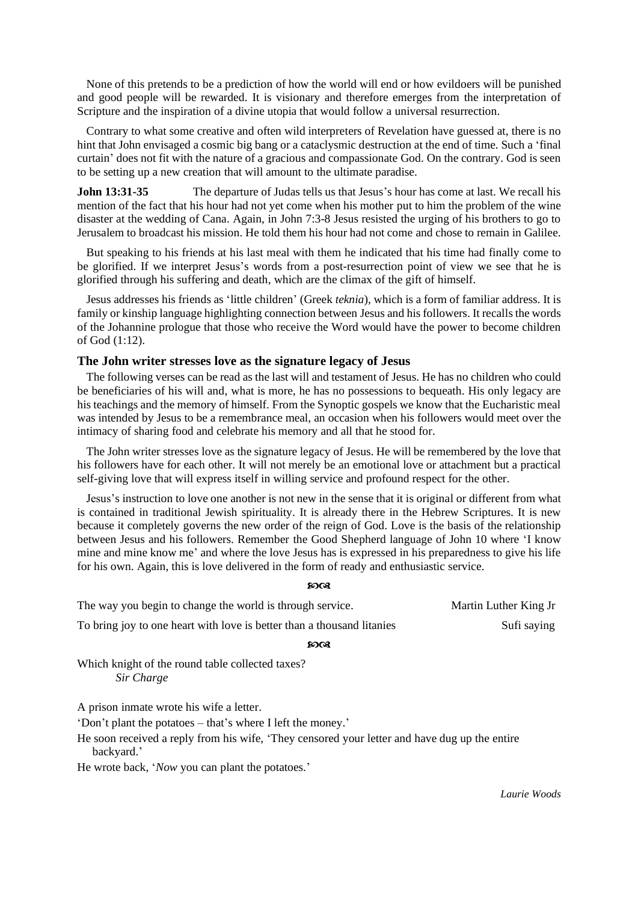None of this pretends to be a prediction of how the world will end or how evildoers will be punished and good people will be rewarded. It is visionary and therefore emerges from the interpretation of Scripture and the inspiration of a divine utopia that would follow a universal resurrection.

Contrary to what some creative and often wild interpreters of Revelation have guessed at, there is no hint that John envisaged a cosmic big bang or a cataclysmic destruction at the end of time. Such a 'final curtain' does not fit with the nature of a gracious and compassionate God. On the contrary. God is seen to be setting up a new creation that will amount to the ultimate paradise.

**John 13:31-35** The departure of Judas tells us that Jesus's hour has come at last. We recall his mention of the fact that his hour had not yet come when his mother put to him the problem of the wine disaster at the wedding of Cana. Again, in John 7:3-8 Jesus resisted the urging of his brothers to go to Jerusalem to broadcast his mission. He told them his hour had not come and chose to remain in Galilee.

But speaking to his friends at his last meal with them he indicated that his time had finally come to be glorified. If we interpret Jesus's words from a post-resurrection point of view we see that he is glorified through his suffering and death, which are the climax of the gift of himself.

Jesus addresses his friends as 'little children' (Greek *teknia*), which is a form of familiar address. It is family or kinship language highlighting connection between Jesus and his followers. It recalls the words of the Johannine prologue that those who receive the Word would have the power to become children of God (1:12).

### The John writer stresses love as the signature legacy of Jesus

The following verses can be read as the last will and testament of Jesus. He has no children who could be beneficiaries of his will and, what is more, he has no possessions to bequeath. His only legacy are his teachings and the memory of himself. From the Synoptic gospels we know that the Eucharistic meal was intended by Jesus to be a remembrance meal, an occasion when his followers would meet over the intimacy of sharing food and celebrate his memory and all that he stood for.

The John writer stresses love as the signature legacy of Jesus. He will be remembered by the love that his followers have for each other. It will not merely be an emotional love or attachment but a practical self-giving love that will express itself in willing service and profound respect for the other.

Jesus's instruction to love one another is not new in the sense that it is original or different from what is contained in traditional Jewish spirituality. It is already there in the Hebrew Scriptures. It is new because it completely governs the new order of the reign of God. Love is the basis of the relationship between Jesus and his followers. Remember the Good Shepherd language of John 10 where 'I know mine and mine know me' and where the love Jesus has is expressed in his preparedness to give his life for his own. Again, this is love delivered in the form of ready and enthusiastic service.

༄

The way you begin to change the world is through service. — Martin Luther King Jr

To bring joy to one heart with love is better than a thousand litanies — Sufi saying

༄

Which knight of the round table collected taxes?
*Sir Charge*

A prison inmate wrote his wife a letter.

'Don't plant the potatoes – that's where I left the money.'

He soon received a reply from his wife, 'They censored your letter and have dug up the entire backyard.'

He wrote back, '*Now* you can plant the potatoes.'

*Laurie Woods*